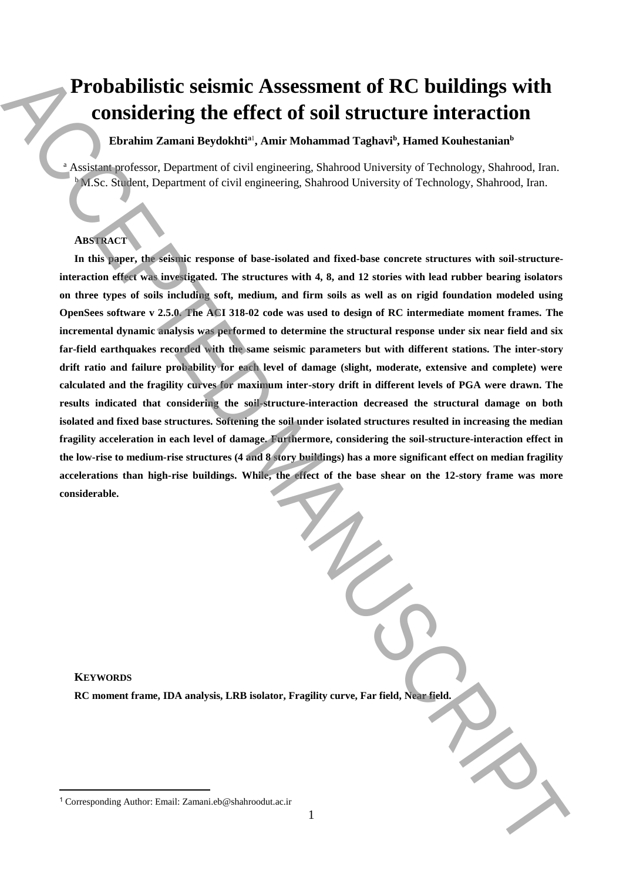# Probabilistic seismic Assessment of RC buildings with considering the effect of soil structure interaction

**Ebrahim Zamani Beydokhti[a1], Amir Mohammad Taghavi[b], Hamed Kouhestanian[b]**

[a] Assistant professor, Department of civil engineering, Shahrood University of Technology, Shahrood, Iran.
[b] M.Sc. Student, Department of civil engineering, Shahrood University of Technology, Shahrood, Iran.

## ABSTRACT

**In this paper, the seismic response of base-isolated and fixed-base concrete structures with soil-structure-interaction effect was investigated. The structures with 4, 8, and 12 stories with lead rubber bearing isolators on three types of soils including soft, medium, and firm soils as well as on rigid foundation modeled using OpenSees software v 2.5.0. The ACI 318-02 code was used to design of RC intermediate moment frames. The incremental dynamic analysis was performed to determine the structural response under six near field and six far-field earthquakes recorded with the same seismic parameters but with different stations. The inter-story drift ratio and failure probability for each level of damage (slight, moderate, extensive and complete) were calculated and the fragility curves for maximum inter-story drift in different levels of PGA were drawn. The results indicated that considering the soil-structure-interaction decreased the structural damage on both isolated and fixed base structures. Softening the soil under isolated structures resulted in increasing the median fragility acceleration in each level of damage. Furthermore, considering the soil-structure-interaction effect in the low-rise to medium-rise structures (4 and 8 story buildings) has a more significant effect on median fragility accelerations than high-rise buildings. While, the effect of the base shear on the 12-story frame was more considerable.**

## KEYWORDS

**RC moment frame, IDA analysis, LRB isolator, Fragility curve, Far field, Near field.**

[1] Corresponding Author: Email: Zamani.eb@shahroodut.ac.ir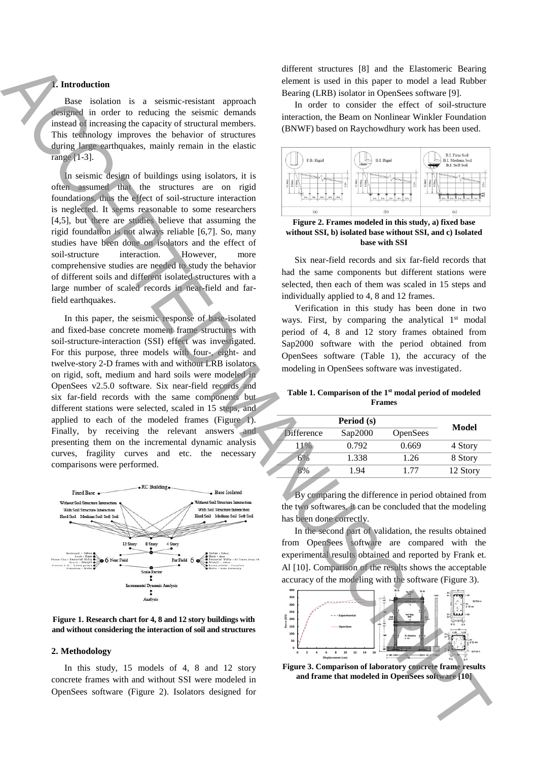## 1. Introduction

Base isolation is a seismic-resistant approach designed in order to reducing the seismic demands instead of increasing the capacity of structural members. This technology improves the behavior of structures during large earthquakes, mainly remain in the elastic range [1-3].

In seismic design of buildings using isolators, it is often assumed that the structures are on rigid foundations, thus the effect of soil-structure interaction is neglected. It seems reasonable to some researchers [4,5], but there are studies believe that assuming the rigid foundation is not always reliable [6,7]. So, many studies have been done on isolators and the effect of soil-structure interaction. However, more comprehensive studies are needed to study the behavior of different soils and different isolated structures with a large number of scaled records in near-field and far-field earthquakes.

In this paper, the seismic response of base-isolated and fixed-base concrete moment frame structures with soil-structure-interaction (SSI) effect was investigated. For this purpose, three models with four-, eight- and twelve-story 2-D frames with and without LRB isolators on rigid, soft, medium and hard soils were modeled in OpenSees v2.5.0 software. Six near-field records and six far-field records with the same components but different stations were selected, scaled in 15 steps, and applied to each of the modeled frames (Figure 1). Finally, by receiving the relevant answers and presenting them on the incremental dynamic analysis curves, fragility curves and etc. the necessary comparisons were performed.

**Figure 1. Research chart for 4, 8 and 12 story buildings with and without considering the interaction of soil and structures**

## 2. Methodology

In this study, 15 models of 4, 8 and 12 story concrete frames with and without SSI were modeled in OpenSees software (Figure 2). Isolators designed for different structures [8] and the Elastomeric Bearing element is used in this paper to model a lead Rubber Bearing (LRB) isolator in OpenSees software [9].

In order to consider the effect of soil-structure interaction, the Beam on Nonlinear Winkler Foundation (BNWF) based on Raychowdhury work has been used.

**Figure 2. Frames modeled in this study, a) fixed base without SSI, b) isolated base without SSI, and c) Isolated base with SSI**

Six near-field records and six far-field records that had the same components but different stations were selected, then each of them was scaled in 15 steps and individually applied to 4, 8 and 12 frames.

Verification in this study has been done in two ways. First, by comparing the analytical 1st modal period of 4, 8 and 12 story frames obtained from Sap2000 software with the period obtained from OpenSees software (Table 1), the accuracy of the modeling in OpenSees software was investigated.

**Table 1. Comparison of the 1st modal period of modeled Frames**

| Period (s) | | | Model |
|---|---|---|---|
| Difference | Sap2000 | OpenSees | |
| 11% | 0.792 | 0.669 | 4 Story |
| 6% | 1.338 | 1.26 | 8 Story |
| 8% | 1.94 | 1.77 | 12 Story |

By comparing the difference in period obtained from the two softwares, it can be concluded that the modeling has been done correctly.

In the second part of validation, the results obtained from OpenSees software are compared with the experimental results obtained and reported by Frank et. Al [10]. Comparison of the results shows the acceptable accuracy of the modeling with the software (Figure 3).

**Figure 3. Comparison of laboratory concrete frame results and frame that modeled in OpenSees software [10]**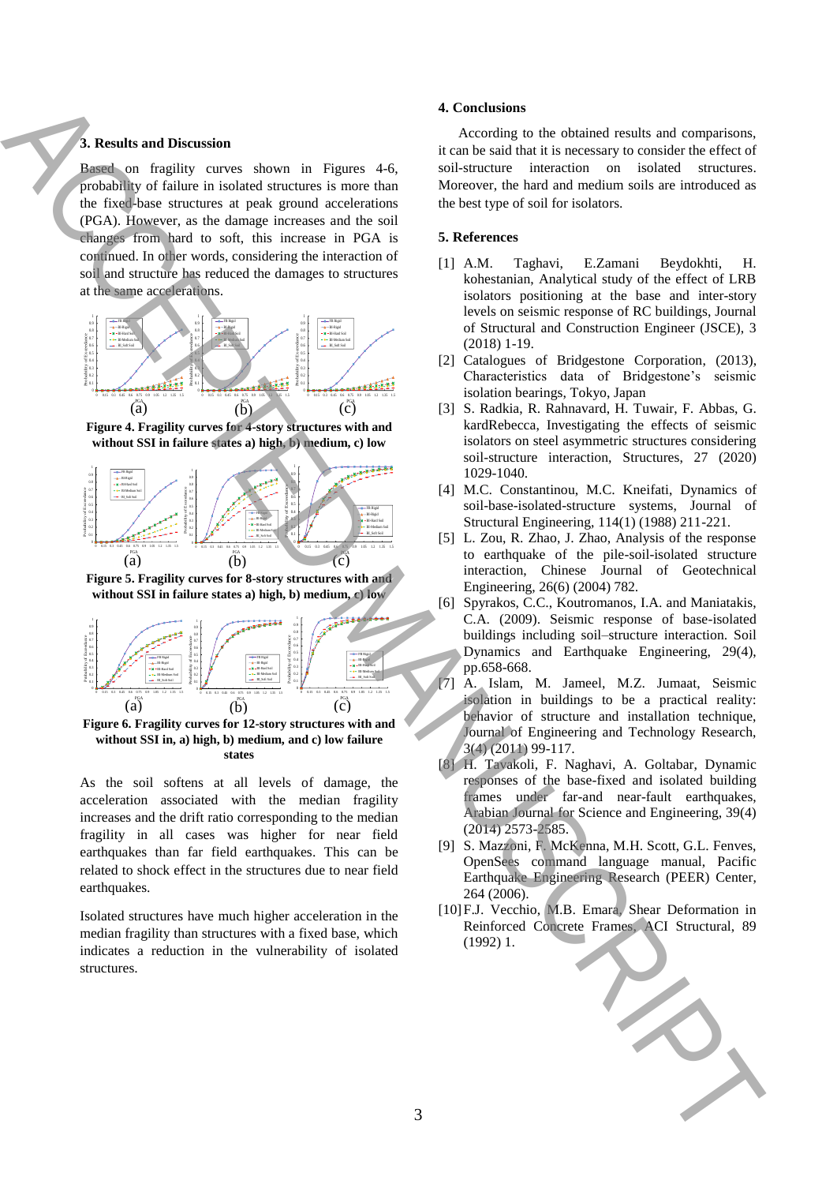## 3. Results and Discussion

Based on fragility curves shown in Figures 4-6, probability of failure in isolated structures is more than the fixed-base structures at peak ground accelerations (PGA). However, as the damage increases and the soil changes from hard to soft, this increase in PGA is continued. In other words, considering the interaction of soil and structure has reduced the damages to structures at the same accelerations.

Figure 4. Fragility curves for 4-story structures with and without SSI in failure states a) high, b) medium, c) low

Figure 5. Fragility curves for 8-story structures with and without SSI in failure states a) high, b) medium, c) low

Figure 6. Fragility curves for 12-story structures with and without SSI in, a) high, b) medium, and c) low failure states

As the soil softens at all levels of damage, the acceleration associated with the median fragility increases and the drift ratio corresponding to the median fragility in all cases was higher for near field earthquakes than far field earthquakes. This can be related to shock effect in the structures due to near field earthquakes.

Isolated structures have much higher acceleration in the median fragility than structures with a fixed base, which indicates a reduction in the vulnerability of isolated structures.

## 4. Conclusions

According to the obtained results and comparisons, it can be said that it is necessary to consider the effect of soil-structure interaction on isolated structures. Moreover, the hard and medium soils are introduced as the best type of soil for isolators.

## 5. References

[1] A.M. Taghavi, E.Zamani Beydokhti, H. kohestanian, Analytical study of the effect of LRB isolators positioning at the base and inter-story levels on seismic response of RC buildings, Journal of Structural and Construction Engineer (JSCE), 3 (2018) 1-19.

[2] Catalogues of Bridgestone Corporation, (2013), Characteristics data of Bridgestone's seismic isolation bearings, Tokyo, Japan

[3] S. Radkia, R. Rahnavard, H. Tuwair, F. Abbas, G. kardRebecca, Investigating the effects of seismic isolators on steel asymmetric structures considering soil-structure interaction, Structures, 27 (2020) 1029-1040.

[4] M.C. Constantinou, M.C. Kneifati, Dynamics of soil-base-isolated-structure systems, Journal of Structural Engineering, 114(1) (1988) 211-221.

[5] L. Zou, R. Zhao, J. Zhao, Analysis of the response to earthquake of the pile-soil-isolated structure interaction, Chinese Journal of Geotechnical Engineering, 26(6) (2004) 782.

[6] Spyrakos, C.C., Koutromanos, I.A. and Maniatakis, C.A. (2009). Seismic response of base-isolated buildings including soil–structure interaction. Soil Dynamics and Earthquake Engineering, 29(4), pp.658-668.

[7] A. Islam, M. Jameel, M.Z. Jumaat, Seismic isolation in buildings to be a practical reality: behavior of structure and installation technique, Journal of Engineering and Technology Research, 3(4) (2011) 99-117.

[8] H. Tavakoli, F. Naghavi, A. Goltabar, Dynamic responses of the base-fixed and isolated building frames under far-and near-fault earthquakes, Arabian Journal for Science and Engineering, 39(4) (2014) 2573-2585.

[9] S. Mazzoni, F. McKenna, M.H. Scott, G.L. Fenves, OpenSees command language manual, Pacific Earthquake Engineering Research (PEER) Center, 264 (2006).

[10] F.J. Vecchio, M.B. Emara, Shear Deformation in Reinforced Concrete Frames, ACI Structural, 89 (1992) 1.